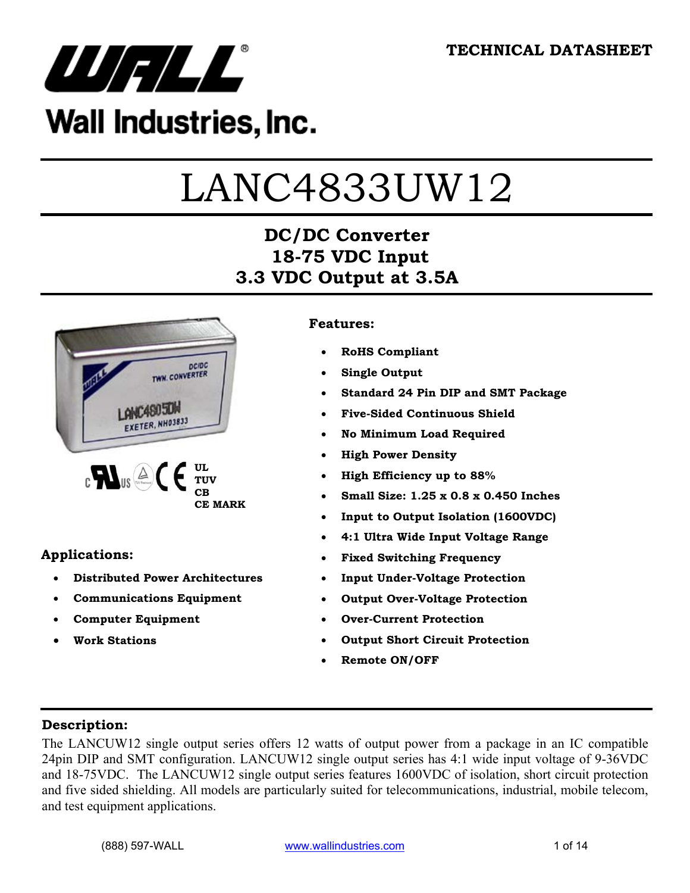Wall Industries, Inc.

TECHNICAL DATASHEET

# LANC4833UW12

## DC/DC Converter
## 18-75 VDC Input
## 3.3 VDC Output at 3.5A

UL
TUV
CB
CE MARK

### Features:

- **RoHS Compliant**
- **Single Output**
- **Standard 24 Pin DIP and SMT Package**
- **Five-Sided Continuous Shield**
- **No Minimum Load Required**
- **High Power Density**
- **High Efficiency up to 88%**
- **Small Size: 1.25 x 0.8 x 0.450 Inches**
- **Input to Output Isolation (1600VDC)**
- **4:1 Ultra Wide Input Voltage Range**
- **Fixed Switching Frequency**
- **Input Under-Voltage Protection**
- **Output Over-Voltage Protection**
- **Over-Current Protection**
- **Output Short Circuit Protection**
- **Remote ON/OFF**

### Applications:

- **Distributed Power Architectures**
- **Communications Equipment**
- **Computer Equipment**
- **Work Stations**

### Description:

The LANCUW12 single output series offers 12 watts of output power from a package in an IC compatible 24pin DIP and SMT configuration. LANCUW12 single output series has 4:1 wide input voltage of 9-36VDC and 18-75VDC. The LANCUW12 single output series features 1600VDC of isolation, short circuit protection and five sided shielding. All models are particularly suited for telecommunications, industrial, mobile telecom, and test equipment applications.

(888) 597-WALL www.wallindustries.com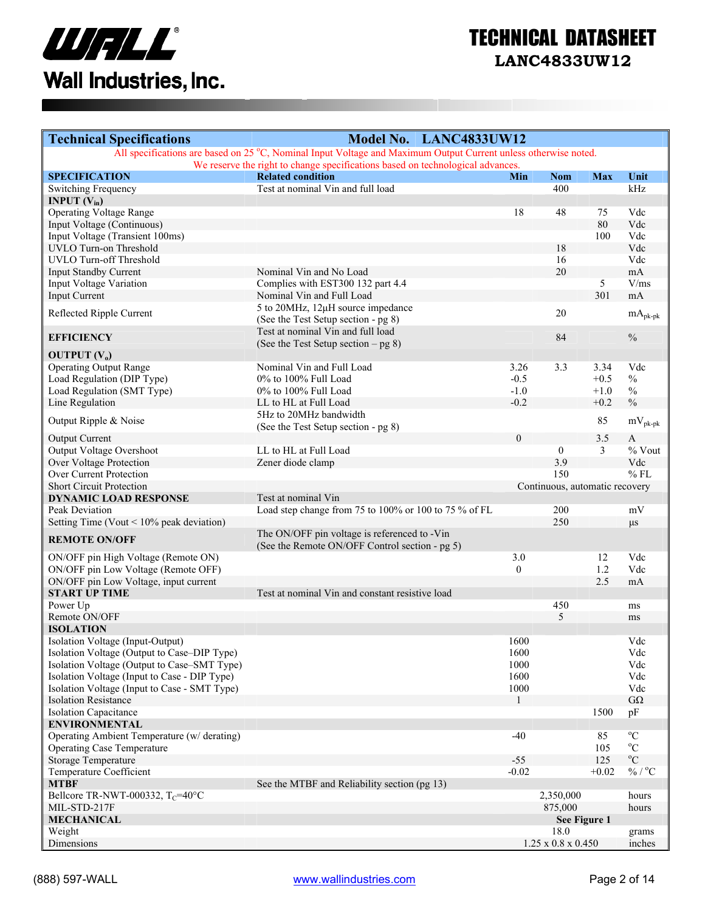# TECHNICAL DATASHEET

**LANC4833UW12**

| **Technical Specifications** | **Model No. LANC4833UW12** | | | | |
|---|---|---|---|---|---|
| All specifications are based on 25 °C, Nominal Input Voltage and Maximum Output Current unless otherwise noted. We reserve the right to change specifications based on technological advances. | | | | | |
| **SPECIFICATION** | **Related condition** | **Min** | **Nom** | **Max** | **Unit** |
| Switching Frequency | Test at nominal Vin and full load | | 400 | | kHz |
| **INPUT ($V_{in}$)** | | | | | |
| Operating Voltage Range | | 18 | 48 | 75 | Vdc |
| Input Voltage (Continuous) | | | | 80 | Vdc |
| Input Voltage (Transient 100ms) | | | | 100 | Vdc |
| UVLO Turn-on Threshold | | | 18 | | Vdc |
| UVLO Turn-off Threshold | | | 16 | | Vdc |
| Input Standby Current | Nominal Vin and No Load | | 20 | | mA |
| Input Voltage Variation | Complies with EST300 132 part 4.4 | | | 5 | V/ms |
| Input Current | Nominal Vin and Full Load | | | 301 | mA |
| Reflected Ripple Current | 5 to 20MHz, 12µH source impedance (See the Test Setup section - pg 8) | | 20 | | $mA_{pk-pk}$ |
| **EFFICIENCY** | Test at nominal Vin and full load (See the Test Setup section – pg 8) | | 84 | | % |
| **OUTPUT ($V_o$)** | | | | | |
| Operating Output Range | Nominal Vin and Full Load | 3.26 | 3.3 | 3.34 | Vdc |
| Load Regulation (DIP Type) | 0% to 100% Full Load | -0.5 | | +0.5 | % |
| Load Regulation (SMT Type) | 0% to 100% Full Load | -1.0 | | +1.0 | % |
| Line Regulation | LL to HL at Full Load | -0.2 | | +0.2 | % |
| Output Ripple & Noise | 5Hz to 20MHz bandwidth (See the Test Setup section - pg 8) | | | 85 | $mV_{pk-pk}$ |
| Output Current | | 0 | | 3.5 | A |
| Output Voltage Overshoot | LL to HL at Full Load | | 0 | 3 | % Vout |
| Over Voltage Protection | Zener diode clamp | | 3.9 | | Vdc |
| Over Current Protection | | | 150 | | % FL |
| Short Circuit Protection | | Continuous, automatic recovery | | | |
| **DYNAMIC LOAD RESPONSE** | Test at nominal Vin | | | | |
| Peak Deviation | Load step change from 75 to 100% or 100 to 75 % of FL | | 200 | | mV |
| Setting Time (Vout < 10% peak deviation) | | | 250 | | µs |
| **REMOTE ON/OFF** | The ON/OFF pin voltage is referenced to -Vin (See the Remote ON/OFF Control section - pg 5) | | | | |
| ON/OFF pin High Voltage (Remote ON) | | 3.0 | | 12 | Vdc |
| ON/OFF pin Low Voltage (Remote OFF) | | 0 | | 1.2 | Vdc |
| ON/OFF pin Low Voltage, input current | | | | 2.5 | mA |
| **START UP TIME** | Test at nominal Vin and constant resistive load | | | | |
| Power Up | | | 450 | | ms |
| Remote ON/OFF | | | 5 | | ms |
| **ISOLATION** | | | | | |
| Isolation Voltage (Input-Output) | | 1600 | | | Vdc |
| Isolation Voltage (Output to Case–DIP Type) | | 1600 | | | Vdc |
| Isolation Voltage (Output to Case–SMT Type) | | 1000 | | | Vdc |
| Isolation Voltage (Input to Case - DIP Type) | | 1600 | | | Vdc |
| Isolation Voltage (Input to Case - SMT Type) | | 1000 | | | Vdc |
| Isolation Resistance | | 1 | | | GΩ |
| Isolation Capacitance | | | | 1500 | pF |
| **ENVIRONMENTAL** | | | | | |
| Operating Ambient Temperature (w/ derating) | | -40 | | 85 | °C |
| Operating Case Temperature | | | | 105 | °C |
| Storage Temperature | | -55 | | 125 | °C |
| Temperature Coefficient | | -0.02 | | +0.02 | % / °C |
| **MTBF** | See the MTBF and Reliability section (pg 13) | | | | |
| Bellcore TR-NWT-000332, $T_C$=40°C | | | 2,350,000 | | hours |
| MIL-STD-217F | | | 875,000 | | hours |
| **MECHANICAL** | | | **See Figure 1** | | |
| Weight | | | 18.0 | | grams |
| Dimensions | | | 1.25 x 0.8 x 0.450 | | inches |

(888) 597-WALL www.wallindustries.com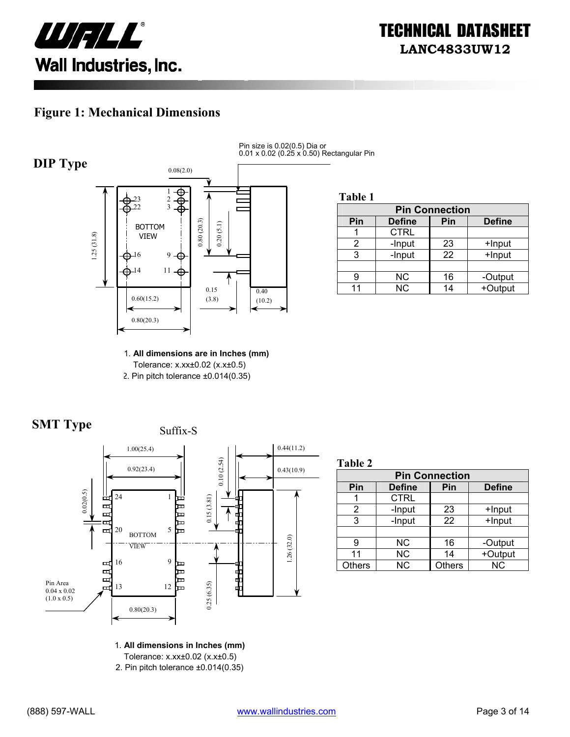## Figure 1: Mechanical Dimensions

### DIP Type

Pin size is 0.02(0.5) Dia or 0.01 x 0.02 (0.25 x 0.50) Rectangular Pin

**Table 1**

| Pin Connection | | | |
|---|---|---|---|
| **Pin** | **Define** | **Pin** | **Define** |
| 1 | CTRL | | |
| 2 | -Input | 23 | +Input |
| 3 | -Input | 22 | +Input |
| | | | |
| 9 | NC | 16 | -Output |
| 11 | NC | 14 | +Output |

1. **All dimensions are in Inches (mm)**
   Tolerance: x.xx±0.02 (x.x±0.5)
2. Pin pitch tolerance ±0.014(0.35)

### SMT Type

Suffix-S

Pin Area 0.04 x 0.02 (1.0 x 0.5)

**Table 2**

| Pin Connection | | | |
|---|---|---|---|
| **Pin** | **Define** | **Pin** | **Define** |
| 1 | CTRL | | |
| 2 | -Input | 23 | +Input |
| 3 | -Input | 22 | +Input |
| | | | |
| 9 | NC | 16 | -Output |
| 11 | NC | 14 | +Output |
| Others | NC | Others | NC |

1. **All dimensions in Inches (mm)**
   Tolerance: x.xx±0.02 (x.x±0.5)
2. Pin pitch tolerance ±0.014(0.35)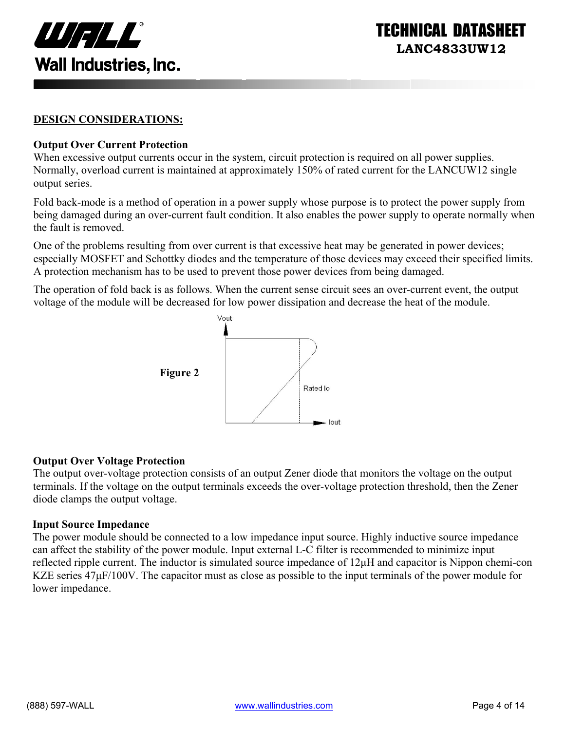## DESIGN CONSIDERATIONS:

### Output Over Current Protection

When excessive output currents occur in the system, circuit protection is required on all power supplies. Normally, overload current is maintained at approximately 150% of rated current for the LANCUW12 single output series.

Fold back-mode is a method of operation in a power supply whose purpose is to protect the power supply from being damaged during an over-current fault condition. It also enables the power supply to operate normally when the fault is removed.

One of the problems resulting from over current is that excessive heat may be generated in power devices; especially MOSFET and Schottky diodes and the temperature of those devices may exceed their specified limits. A protection mechanism has to be used to prevent those power devices from being damaged.

The operation of fold back is as follows. When the current sense circuit sees an over-current event, the output voltage of the module will be decreased for low power dissipation and decrease the heat of the module.

**Figure 2**

### Output Over Voltage Protection

The output over-voltage protection consists of an output Zener diode that monitors the voltage on the output terminals. If the voltage on the output terminals exceeds the over-voltage protection threshold, then the Zener diode clamps the output voltage.

### Input Source Impedance

The power module should be connected to a low impedance input source. Highly inductive source impedance can affect the stability of the power module. Input external L-C filter is recommended to minimize input reflected ripple current. The inductor is simulated source impedance of 12µH and capacitor is Nippon chemi-con KZE series 47µF/100V. The capacitor must as close as possible to the input terminals of the power module for lower impedance.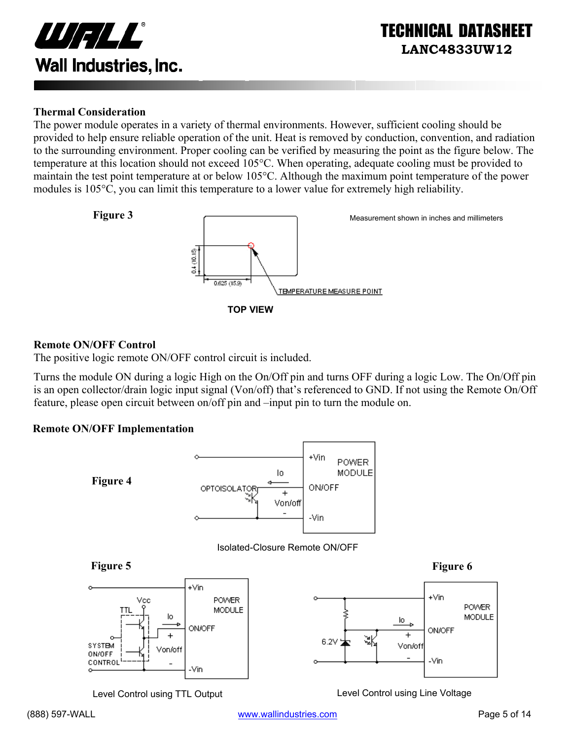### Thermal Consideration

The power module operates in a variety of thermal environments. However, sufficient cooling should be provided to help ensure reliable operation of the unit. Heat is removed by conduction, convention, and radiation to the surrounding environment. Proper cooling can be verified by measuring the point as the figure below. The temperature at this location should not exceed 105°C. When operating, adequate cooling must be provided to maintain the test point temperature at or below 105°C. Although the maximum point temperature of the power modules is 105°C, you can limit this temperature to a lower value for extremely high reliability.

**Figure 3**

Measurement shown in inches and millimeters

0.4 (10.15)

0.625 (15.9)

TEMPERATURE MEASURE POINT

TOP VIEW

### Remote ON/OFF Control

The positive logic remote ON/OFF control circuit is included.

Turns the module ON during a logic High on the On/Off pin and turns OFF during a logic Low. The On/Off pin is an open collector/drain logic input signal (Von/off) that's referenced to GND. If not using the Remote On/Off feature, please open circuit between on/off pin and –input pin to turn the module on.

### Remote ON/OFF Implementation

**Figure 4**

Isolated-Closure Remote ON/OFF

**Figure 5**

Level Control using TTL Output

**Figure 6**

Level Control using Line Voltage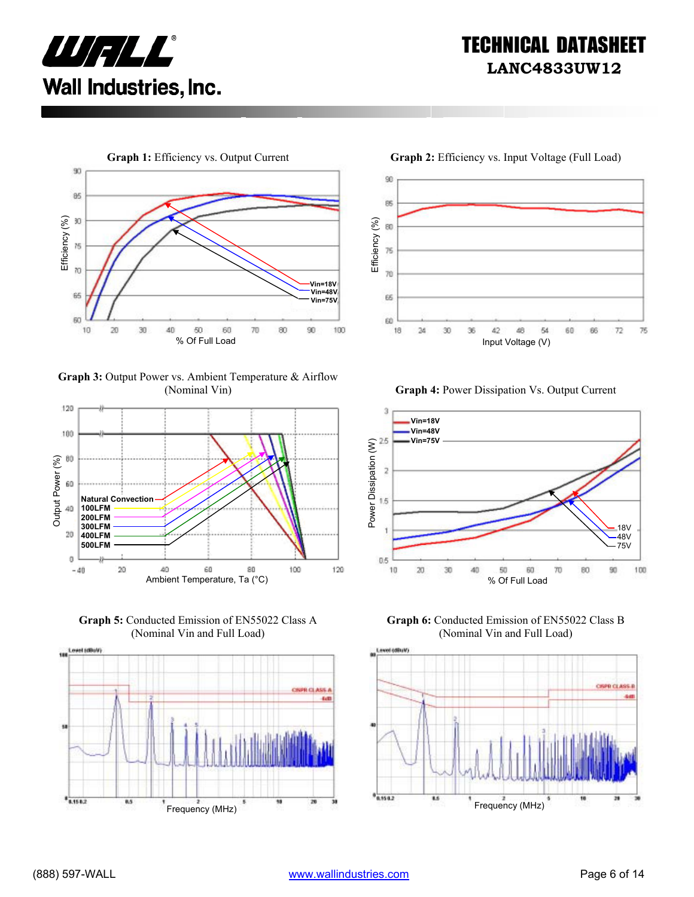**Graph 1:** Efficiency vs. Output Current

**Graph 2:** Efficiency vs. Input Voltage (Full Load)

**Graph 3:** Output Power vs. Ambient Temperature & Airflow (Nominal Vin)

**Graph 4:** Power Dissipation Vs. Output Current

**Graph 5:** Conducted Emission of EN55022 Class A (Nominal Vin and Full Load)

**Graph 6:** Conducted Emission of EN55022 Class B (Nominal Vin and Full Load)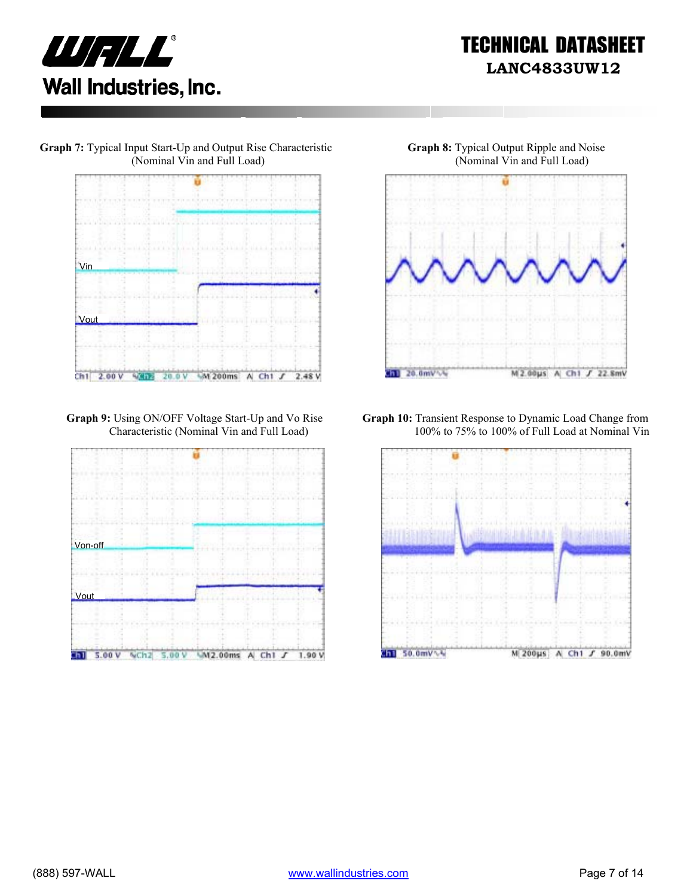**Graph 7:** Typical Input Start-Up and Output Rise Characteristic (Nominal Vin and Full Load)

**Graph 8:** Typical Output Ripple and Noise (Nominal Vin and Full Load)

**Graph 9:** Using ON/OFF Voltage Start-Up and Vo Rise Characteristic (Nominal Vin and Full Load)

**Graph 10:** Transient Response to Dynamic Load Change from 100% to 75% to 100% of Full Load at Nominal Vin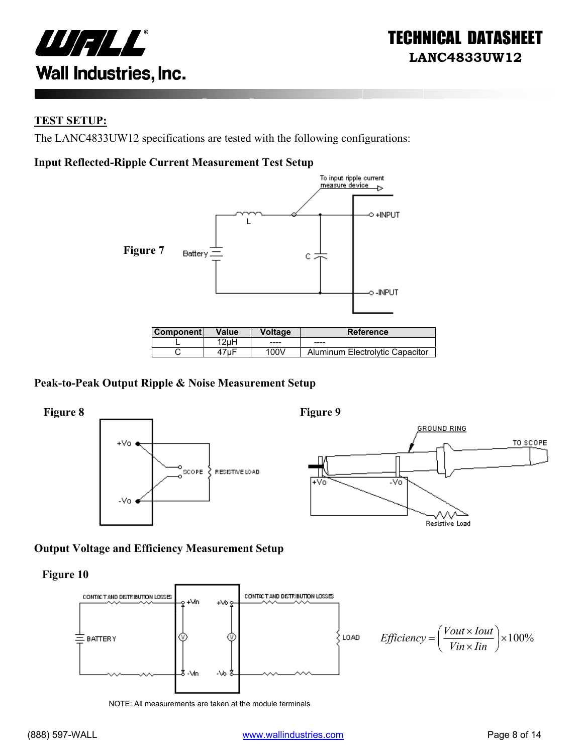## TEST SETUP:

The LANC4833UW12 specifications are tested with the following configurations:

### Input Reflected-Ripple Current Measurement Test Setup

**Figure 7**

| Component | Value | Voltage | Reference |
|---|---|---|---|
| L | 12µH | ---- | ---- |
| C | 47µF | 100V | Aluminum Electrolytic Capacitor |

### Peak-to-Peak Output Ripple & Noise Measurement Setup

**Figure 8**

**Figure 9**

### Output Voltage and Efficiency Measurement Setup

**Figure 10**

$$Efficiency = \left(\frac{Vout \times Iout}{Vin \times Iin}\right) \times 100\%$$

NOTE: All measurements are taken at the module terminals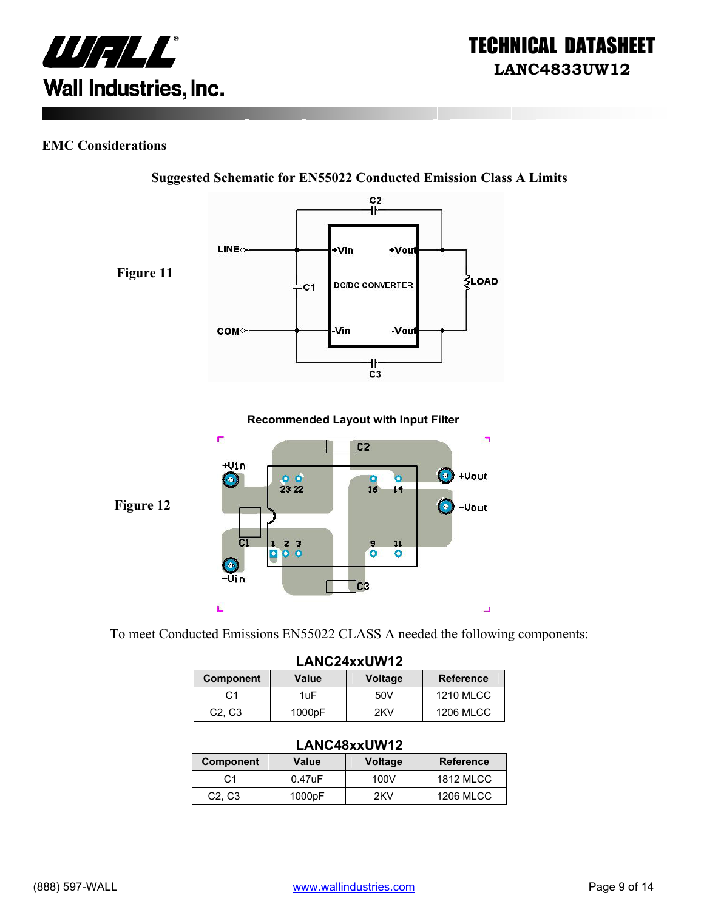## EMC Considerations

**Suggested Schematic for EN55022 Conducted Emission Class A Limits**

**Figure 11**

**Recommended Layout with Input Filter**

**Figure 12**

To meet Conducted Emissions EN55022 CLASS A needed the following components:

**LANC24xxUW12**

| Component | Value | Voltage | Reference |
|---|---|---|---|
| C1 | 1uF | 50V | 1210 MLCC |
| C2, C3 | 1000pF | 2KV | 1206 MLCC |

**LANC48xxUW12**

| Component | Value | Voltage | Reference |
|---|---|---|---|
| C1 | 0.47uF | 100V | 1812 MLCC |
| C2, C3 | 1000pF | 2KV | 1206 MLCC |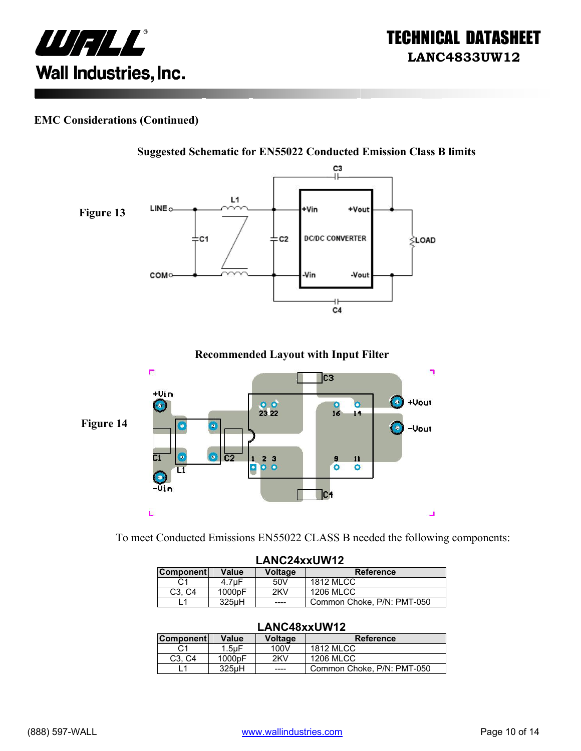## EMC Considerations (Continued)

**Suggested Schematic for EN55022 Conducted Emission Class B limits**

**Figure 13**

**Recommended Layout with Input Filter**

**Figure 14**

To meet Conducted Emissions EN55022 CLASS B needed the following components:

**LANC24xxUW12**

| Component | Value | Voltage | Reference |
|---|---|---|---|
| C1 | 4.7µF | 50V | 1812 MLCC |
| C3, C4 | 1000pF | 2KV | 1206 MLCC |
| L1 | 325µH | ---- | Common Choke, P/N: PMT-050 |

**LANC48xxUW12**

| Component | Value | Voltage | Reference |
|---|---|---|---|
| C1 | 1.5µF | 100V | 1812 MLCC |
| C3, C4 | 1000pF | 2KV | 1206 MLCC |
| L1 | 325µH | ---- | Common Choke, P/N: PMT-050 |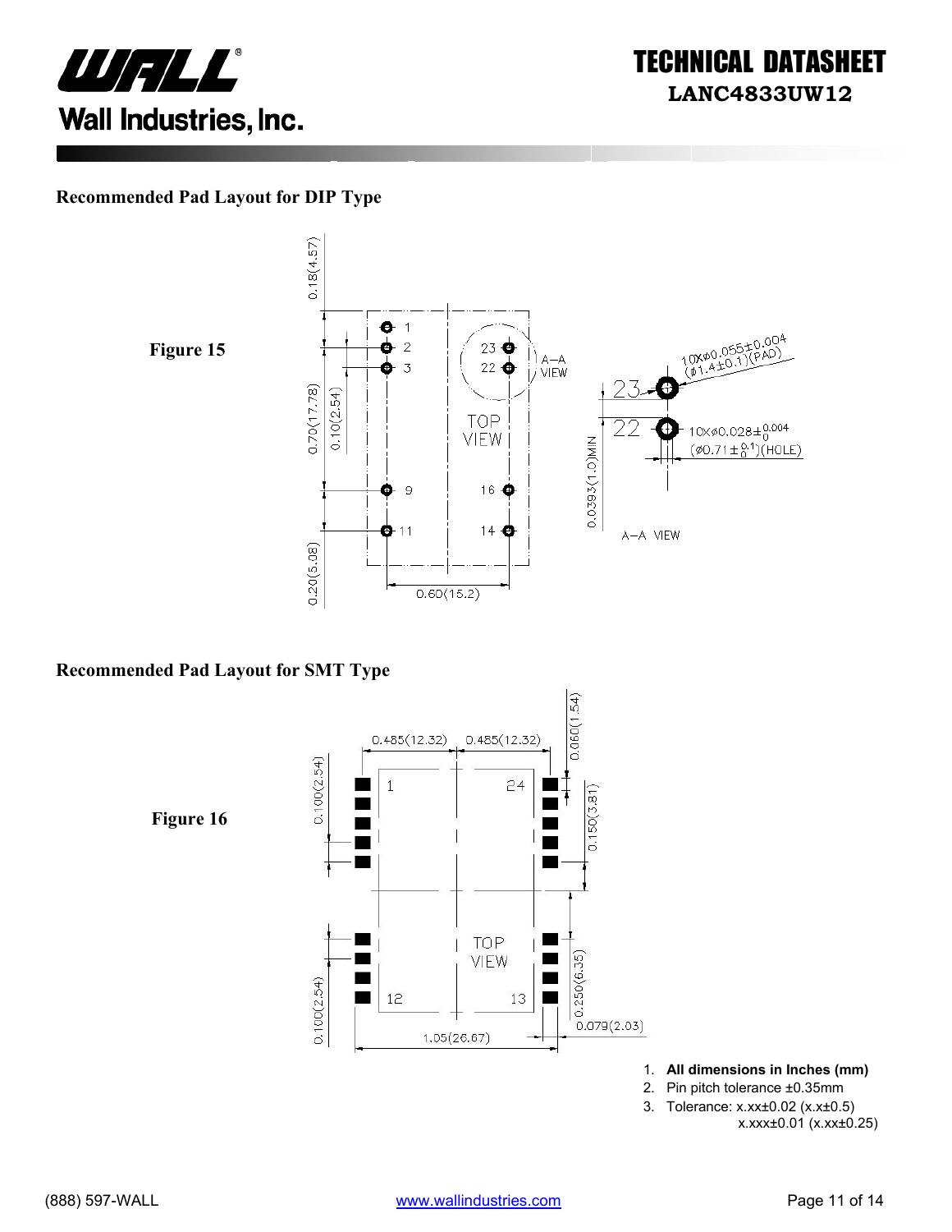## Recommended Pad Layout for DIP Type

**Figure 15**

## Recommended Pad Layout for SMT Type

**Figure 16**

1. **All dimensions in Inches (mm)**
2. Pin pitch tolerance ±0.35mm
3. Tolerance: x.xx±0.02 (x.x±0.5)
   x.xxx±0.01 (x.xx±0.25)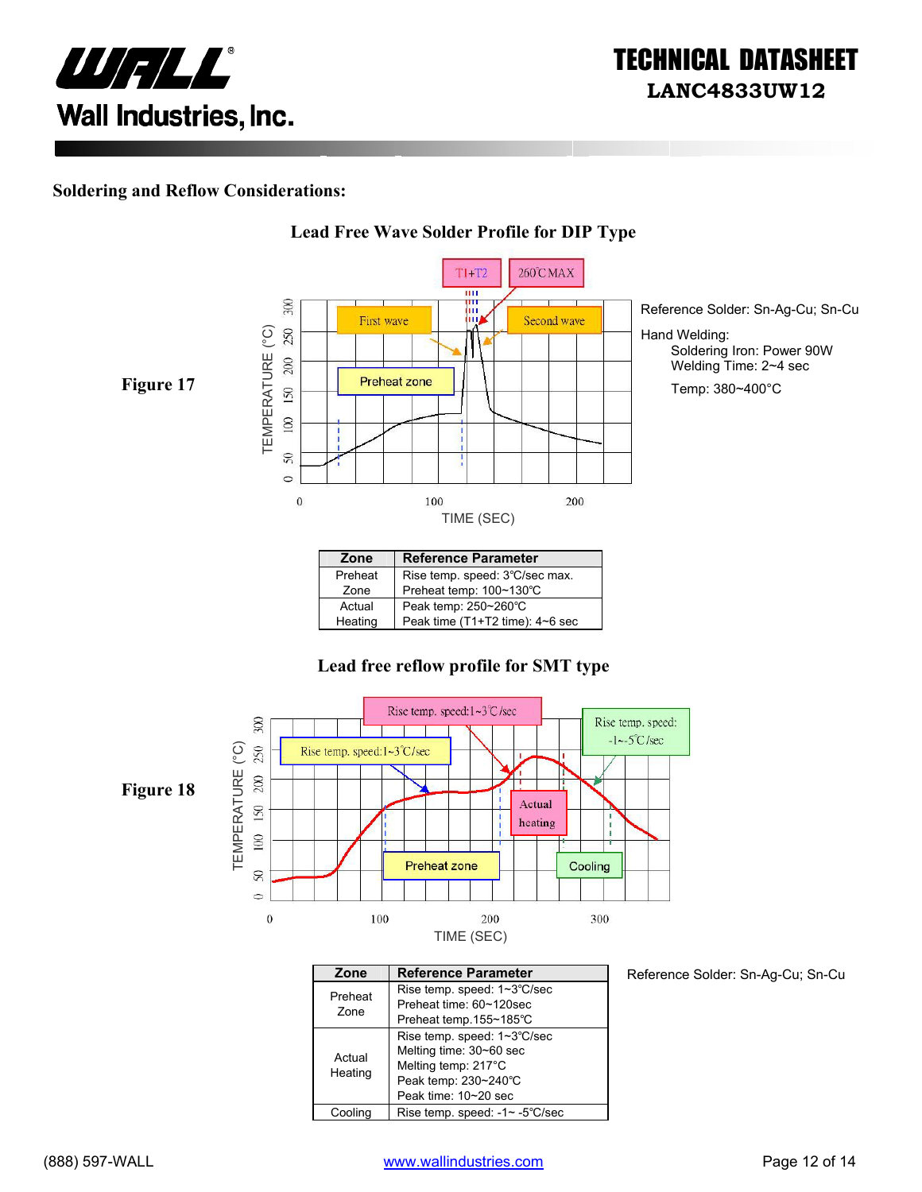## Soldering and Reflow Considerations:

### Lead Free Wave Solder Profile for DIP Type

**Figure 17**

Reference Solder: Sn-Ag-Cu; Sn-Cu

Hand Welding:

Soldering Iron: Power 90W

Welding Time: 2~4 sec

Temp: 380~400°C

| Zone | Reference Parameter |
|---|---|
| Preheat Zone | Rise temp. speed: 3℃/sec max.<br>Preheat temp: 100~130℃ |
| Actual Heating | Peak temp: 250~260℃<br>Peak time (T1+T2 time): 4~6 sec |

### Lead free reflow profile for SMT type

**Figure 18**

| Zone | Reference Parameter |
|---|---|
| Preheat Zone | Rise temp. speed: 1~3℃/sec<br>Preheat time: 60~120sec<br>Preheat temp.155~185℃ |
| Actual Heating | Rise temp. speed: 1~3℃/sec<br>Melting time: 30~60 sec<br>Melting temp: 217°C<br>Peak temp: 230~240℃<br>Peak time: 10~20 sec |
| Cooling | Rise temp. speed: -1~ -5℃/sec |

Reference Solder: Sn-Ag-Cu; Sn-Cu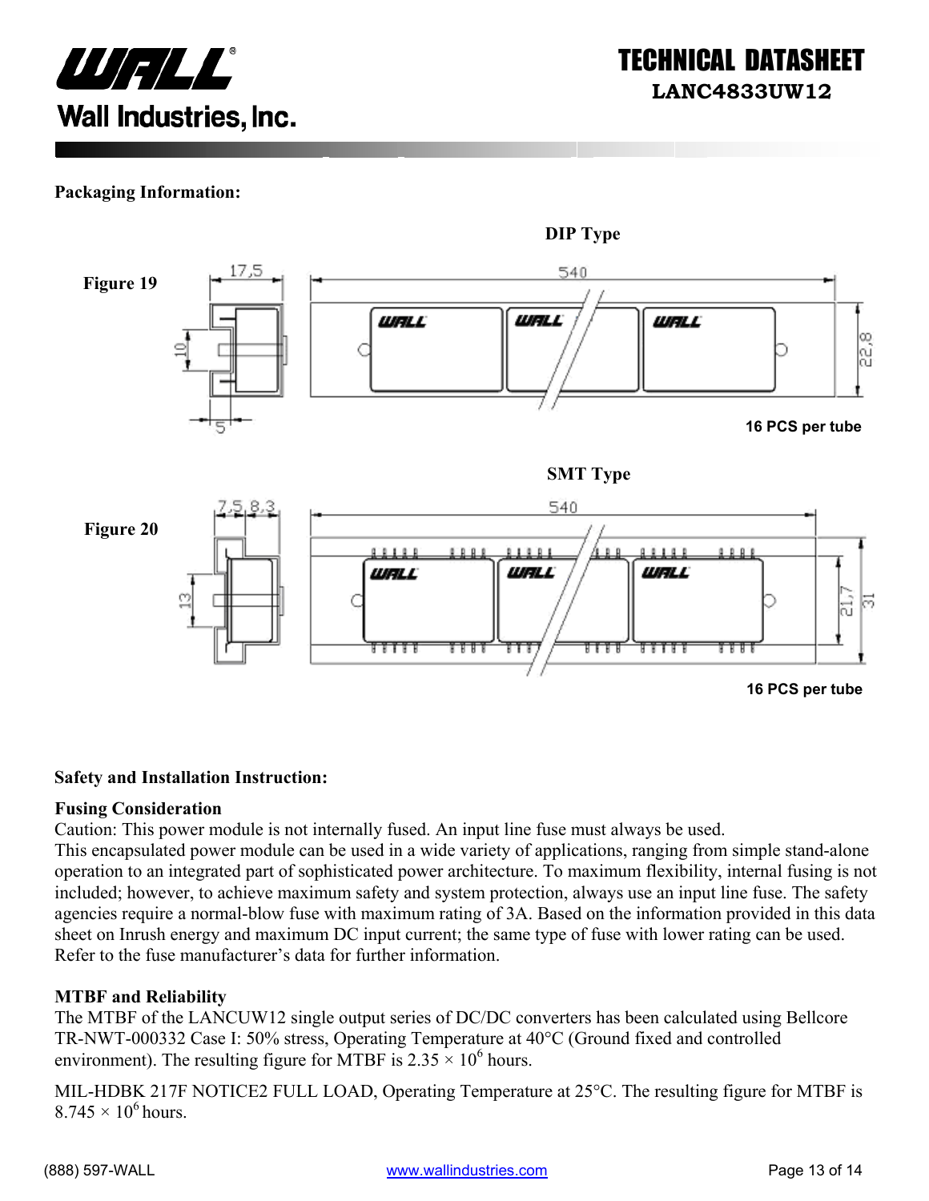## Packaging Information:

**DIP Type**

**Figure 19**

17,5 | 540 | 10 | 5 | 22,8

**16 PCS per tube**

**SMT Type**

**Figure 20**

7,5 | 8,3 | 540 | 13 | 21,7 | 31

**16 PCS per tube**

## Safety and Installation Instruction:

### Fusing Consideration

Caution: This power module is not internally fused. An input line fuse must always be used.
This encapsulated power module can be used in a wide variety of applications, ranging from simple stand-alone operation to an integrated part of sophisticated power architecture. To maximum flexibility, internal fusing is not included; however, to achieve maximum safety and system protection, always use an input line fuse. The safety agencies require a normal-blow fuse with maximum rating of 3A. Based on the information provided in this data sheet on Inrush energy and maximum DC input current; the same type of fuse with lower rating can be used. Refer to the fuse manufacturer's data for further information.

### MTBF and Reliability

The MTBF of the LANCUW12 single output series of DC/DC converters has been calculated using Bellcore TR-NWT-000332 Case I: 50% stress, Operating Temperature at 40°C (Ground fixed and controlled environment). The resulting figure for MTBF is $2.35 \times 10^6$ hours.

MIL-HDBK 217F NOTICE2 FULL LOAD, Operating Temperature at 25°C. The resulting figure for MTBF is $8.745 \times 10^6$ hours.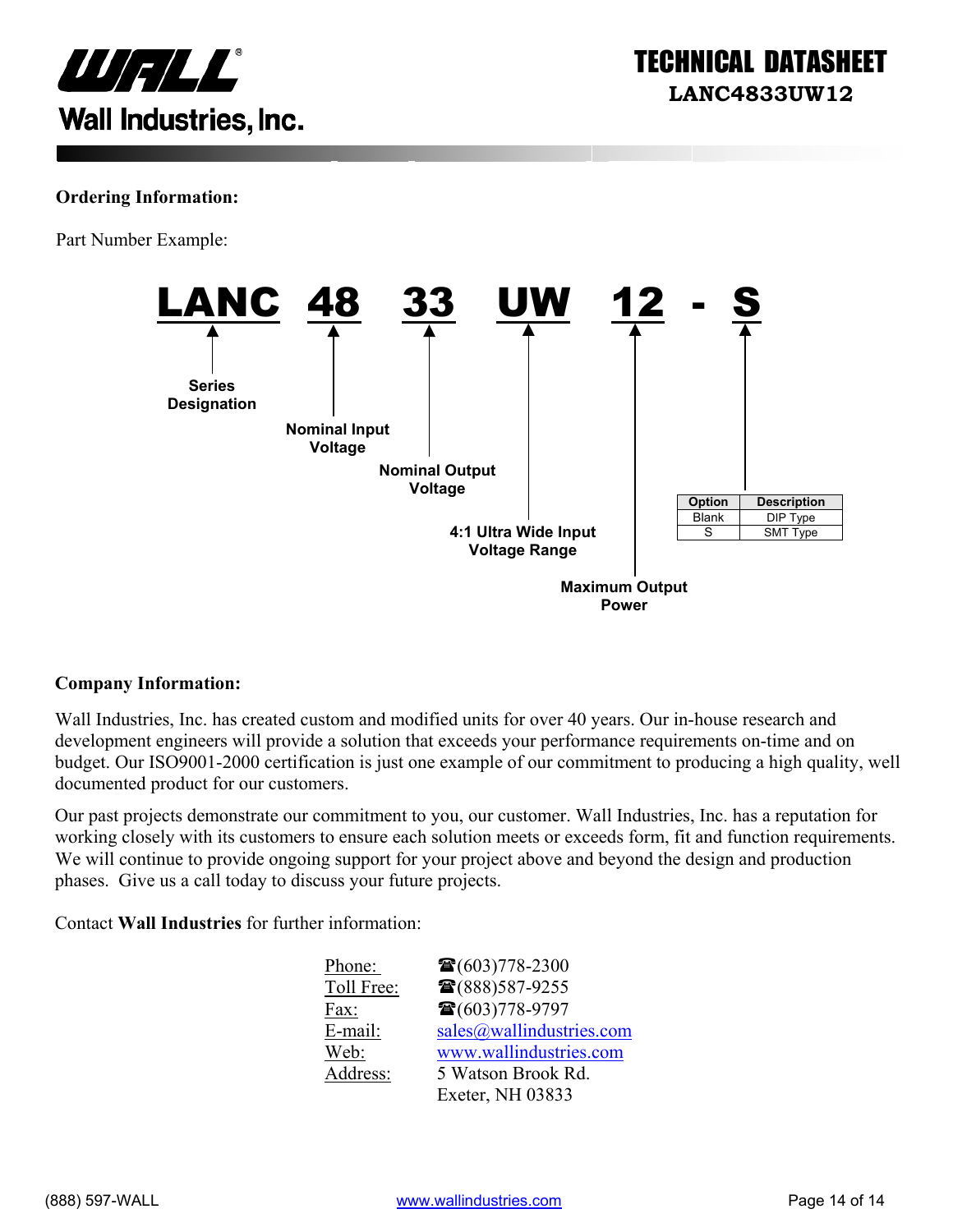**Ordering Information:**

Part Number Example:

**LANC 48 33 UW 12 - S**

- LANC: Series Designation
- 48: Nominal Input Voltage
- 33: Nominal Output Voltage
- UW: 4:1 Ultra Wide Input Voltage Range
- 12: Maximum Output Power
- S:

| Option | Description |
|---|---|
| Blank | DIP Type |
| S | SMT Type |

**Company Information:**

Wall Industries, Inc. has created custom and modified units for over 40 years. Our in-house research and development engineers will provide a solution that exceeds your performance requirements on-time and on budget. Our ISO9001-2000 certification is just one example of our commitment to producing a high quality, well documented product for our customers.

Our past projects demonstrate our commitment to you, our customer. Wall Industries, Inc. has a reputation for working closely with its customers to ensure each solution meets or exceeds form, fit and function requirements. We will continue to provide ongoing support for your project above and beyond the design and production phases. Give us a call today to discuss your future projects.

Contact **Wall Industries** for further information:

| | |
|---|---|
| Phone: | ☎(603)778-2300 |
| Toll Free: | ☎(888)587-9255 |
| Fax: | ☎(603)778-9797 |
| E-mail: | sales@wallindustries.com |
| Web: | www.wallindustries.com |
| Address: | 5 Watson Brook Rd. Exeter, NH 03833 |